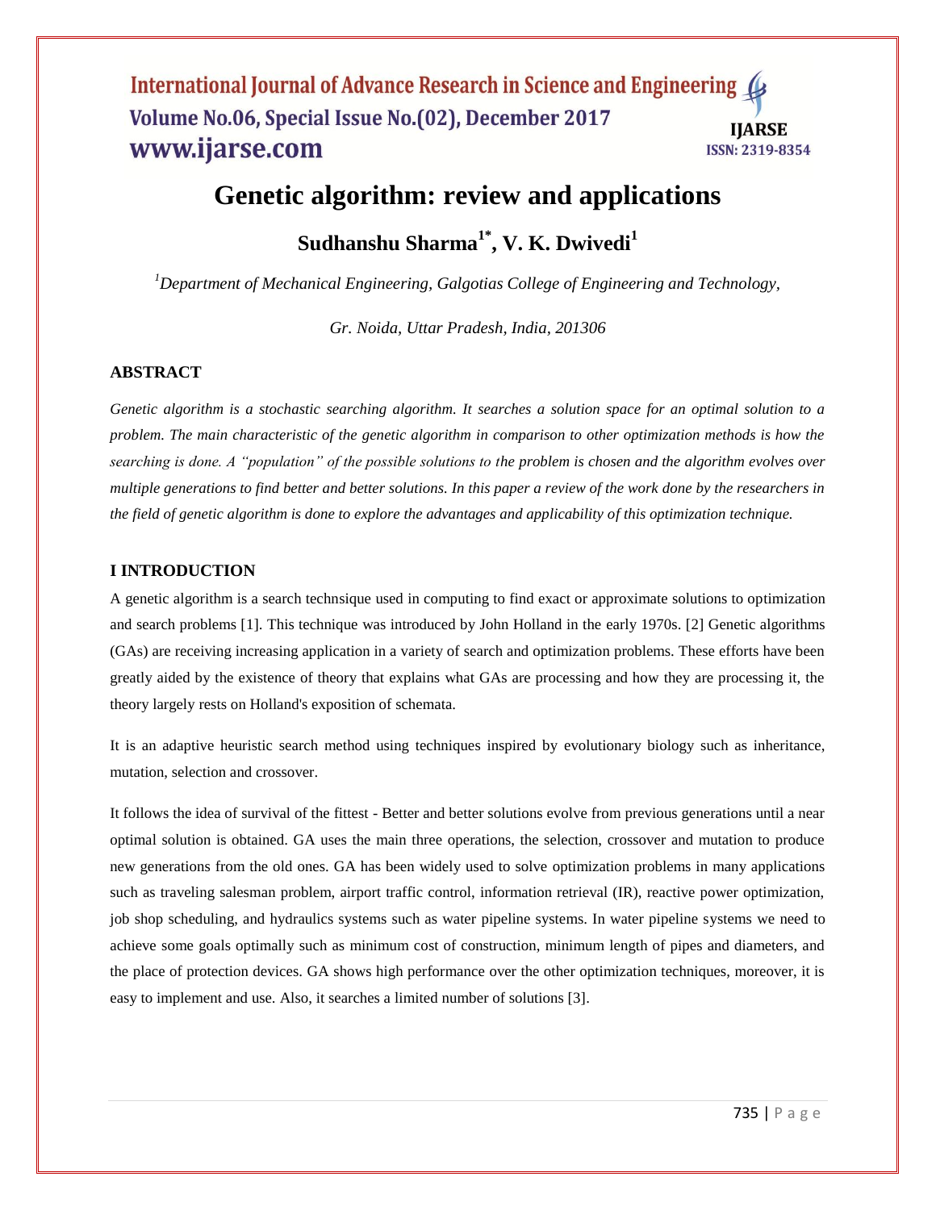# Genetic algorithm: review and applications

**Sudhanshu Sharma[1*], V. K. Dwivedi[1]**

*[1]Department of Mechanical Engineering, Galgotias College of Engineering and Technology,*

*Gr. Noida, Uttar Pradesh, India, 201306*

## ABSTRACT

*Genetic algorithm is a stochastic searching algorithm. It searches a solution space for an optimal solution to a problem. The main characteristic of the genetic algorithm in comparison to other optimization methods is how the searching is done. A "population" of the possible solutions to the problem is chosen and the algorithm evolves over multiple generations to find better and better solutions. In this paper a review of the work done by the researchers in the field of genetic algorithm is done to explore the advantages and applicability of this optimization technique.*

## I INTRODUCTION

A genetic algorithm is a search technsique used in computing to find exact or approximate solutions to optimization and search problems [1]. This technique was introduced by John Holland in the early 1970s. [2] Genetic algorithms (GAs) are receiving increasing application in a variety of search and optimization problems. These efforts have been greatly aided by the existence of theory that explains what GAs are processing and how they are processing it, the theory largely rests on Holland's exposition of schemata.

It is an adaptive heuristic search method using techniques inspired by evolutionary biology such as inheritance, mutation, selection and crossover.

It follows the idea of survival of the fittest - Better and better solutions evolve from previous generations until a near optimal solution is obtained. GA uses the main three operations, the selection, crossover and mutation to produce new generations from the old ones. GA has been widely used to solve optimization problems in many applications such as traveling salesman problem, airport traffic control, information retrieval (IR), reactive power optimization, job shop scheduling, and hydraulics systems such as water pipeline systems. In water pipeline systems we need to achieve some goals optimally such as minimum cost of construction, minimum length of pipes and diameters, and the place of protection devices. GA shows high performance over the other optimization techniques, moreover, it is easy to implement and use. Also, it searches a limited number of solutions [3].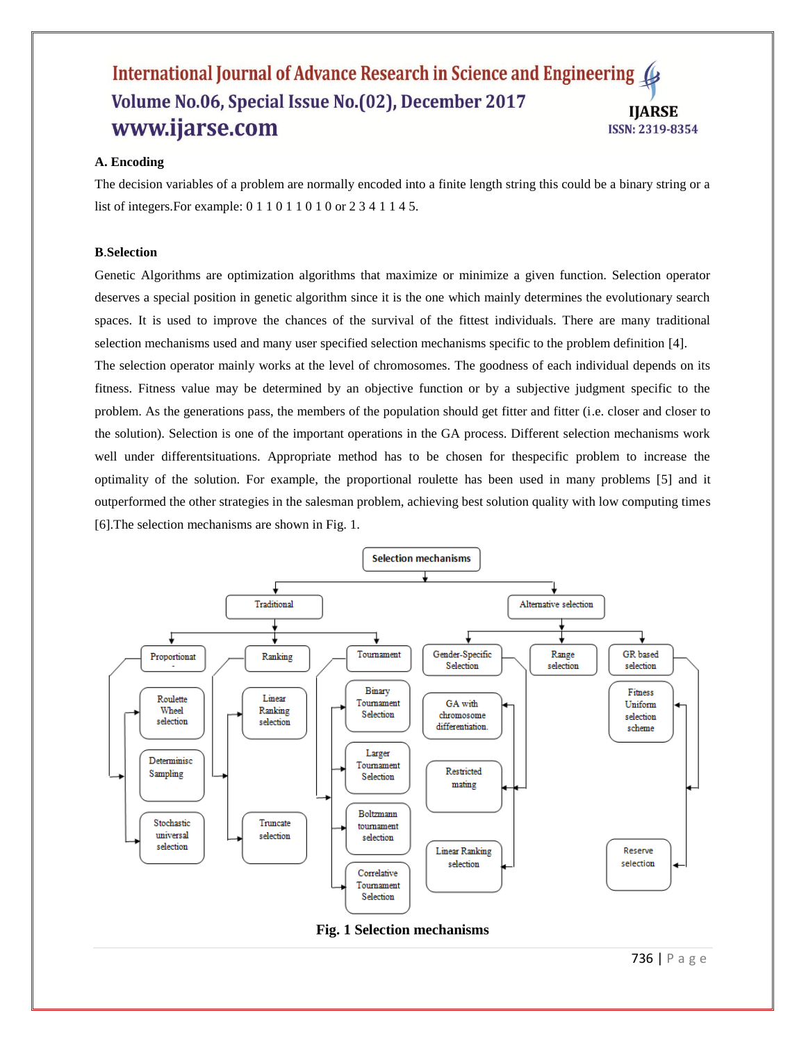**A. Encoding**

The decision variables of a problem are normally encoded into a finite length string this could be a binary string or a list of integers.For example: 0 1 1 0 1 1 0 1 0 or 2 3 4 1 1 4 5.

**B**.**Selection**

Genetic Algorithms are optimization algorithms that maximize or minimize a given function. Selection operator deserves a special position in genetic algorithm since it is the one which mainly determines the evolutionary search spaces. It is used to improve the chances of the survival of the fittest individuals. There are many traditional selection mechanisms used and many user specified selection mechanisms specific to the problem definition [4].

The selection operator mainly works at the level of chromosomes. The goodness of each individual depends on its fitness. Fitness value may be determined by an objective function or by a subjective judgment specific to the problem. As the generations pass, the members of the population should get fitter and fitter (i.e. closer and closer to the solution). Selection is one of the important operations in the GA process. Different selection mechanisms work well under differentsituations. Appropriate method has to be chosen for thespecific problem to increase the optimality of the solution. For example, the proportional roulette has been used in many problems [5] and it outperformed the other strategies in the salesman problem, achieving best solution quality with low computing times [6].The selection mechanisms are shown in Fig. 1.

- Selection mechanisms
  - Traditional
    - Proportional
      - Roulette Wheel selection
      - Determinisc Sampling
      - Stochastic universal selection
    - Ranking
      - Linear Ranking selection
      - Truncate selection
    - Tournament
      - Binary Tournament Selection
      - Larger Tournament Selection
      - Boltzmann tournament selection
      - Correlative Tournament Selection
  - Alternative selection
    - Gender-Specific Selection
      - GA with chromosome differentiation.
      - Restricted mating
      - Linear Ranking selection
    - Range selection
    - GR based selection
      - Fitness Uniform selection scheme
      - Reserve selection

**Fig. 1 Selection mechanisms**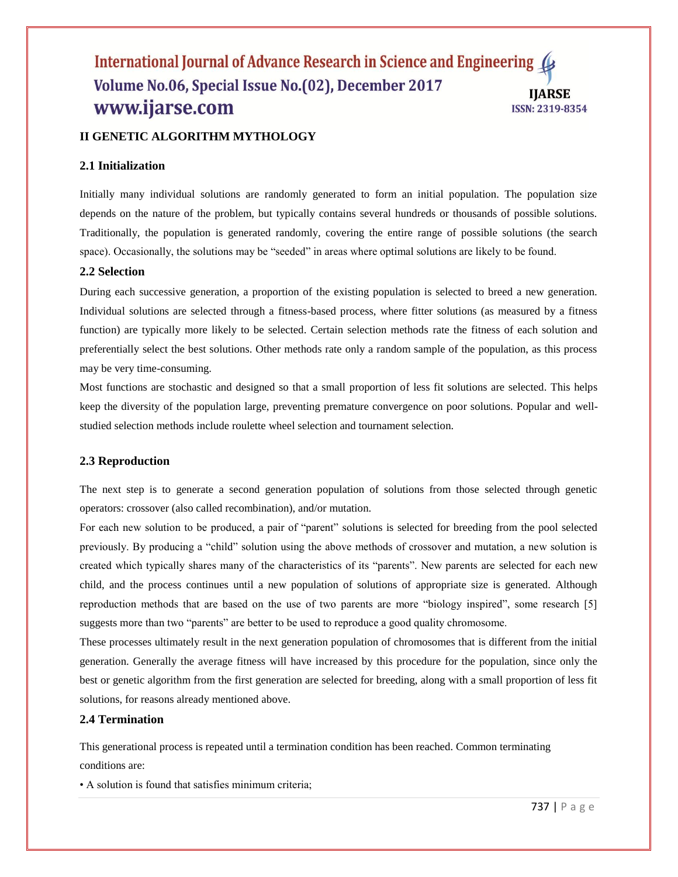## II GENETIC ALGORITHM MYTHOLOGY

### 2.1 Initialization

Initially many individual solutions are randomly generated to form an initial population. The population size depends on the nature of the problem, but typically contains several hundreds or thousands of possible solutions. Traditionally, the population is generated randomly, covering the entire range of possible solutions (the search space). Occasionally, the solutions may be "seeded" in areas where optimal solutions are likely to be found.

### 2.2 Selection

During each successive generation, a proportion of the existing population is selected to breed a new generation. Individual solutions are selected through a fitness-based process, where fitter solutions (as measured by a fitness function) are typically more likely to be selected. Certain selection methods rate the fitness of each solution and preferentially select the best solutions. Other methods rate only a random sample of the population, as this process may be very time-consuming.

Most functions are stochastic and designed so that a small proportion of less fit solutions are selected. This helps keep the diversity of the population large, preventing premature convergence on poor solutions. Popular and well-studied selection methods include roulette wheel selection and tournament selection.

### 2.3 Reproduction

The next step is to generate a second generation population of solutions from those selected through genetic operators: crossover (also called recombination), and/or mutation.

For each new solution to be produced, a pair of "parent" solutions is selected for breeding from the pool selected previously. By producing a "child" solution using the above methods of crossover and mutation, a new solution is created which typically shares many of the characteristics of its "parents". New parents are selected for each new child, and the process continues until a new population of solutions of appropriate size is generated. Although reproduction methods that are based on the use of two parents are more "biology inspired", some research [5] suggests more than two "parents" are better to be used to reproduce a good quality chromosome.

These processes ultimately result in the next generation population of chromosomes that is different from the initial generation. Generally the average fitness will have increased by this procedure for the population, since only the best or genetic algorithm from the first generation are selected for breeding, along with a small proportion of less fit solutions, for reasons already mentioned above.

### 2.4 Termination

This generational process is repeated until a termination condition has been reached. Common terminating conditions are:

- A solution is found that satisfies minimum criteria;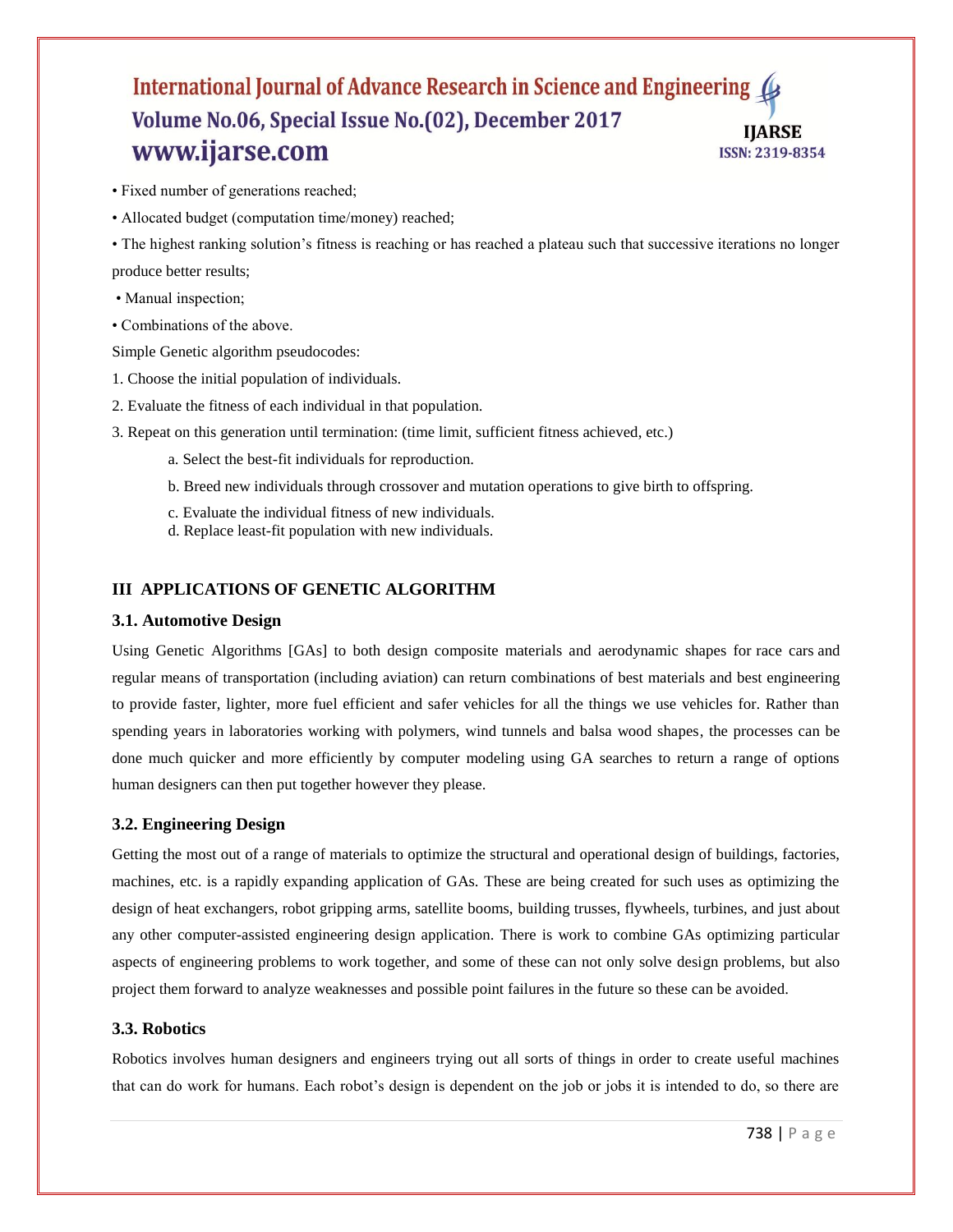- Fixed number of generations reached;
- Allocated budget (computation time/money) reached;
- The highest ranking solution's fitness is reaching or has reached a plateau such that successive iterations no longer produce better results;
- Manual inspection;
- Combinations of the above.

Simple Genetic algorithm pseudocodes:

1. Choose the initial population of individuals.
2. Evaluate the fitness of each individual in that population.
3. Repeat on this generation until termination: (time limit, sufficient fitness achieved, etc.)
   - a. Select the best-fit individuals for reproduction.
   - b. Breed new individuals through crossover and mutation operations to give birth to offspring.
   - c. Evaluate the individual fitness of new individuals.
   - d. Replace least-fit population with new individuals.

## III APPLICATIONS OF GENETIC ALGORITHM

### 3.1. Automotive Design

Using Genetic Algorithms [GAs] to both design composite materials and aerodynamic shapes for race cars and regular means of transportation (including aviation) can return combinations of best materials and best engineering to provide faster, lighter, more fuel efficient and safer vehicles for all the things we use vehicles for. Rather than spending years in laboratories working with polymers, wind tunnels and balsa wood shapes, the processes can be done much quicker and more efficiently by computer modeling using GA searches to return a range of options human designers can then put together however they please.

### 3.2. Engineering Design

Getting the most out of a range of materials to optimize the structural and operational design of buildings, factories, machines, etc. is a rapidly expanding application of GAs. These are being created for such uses as optimizing the design of heat exchangers, robot gripping arms, satellite booms, building trusses, flywheels, turbines, and just about any other computer-assisted engineering design application. There is work to combine GAs optimizing particular aspects of engineering problems to work together, and some of these can not only solve design problems, but also project them forward to analyze weaknesses and possible point failures in the future so these can be avoided.

### 3.3. Robotics

Robotics involves human designers and engineers trying out all sorts of things in order to create useful machines that can do work for humans. Each robot's design is dependent on the job or jobs it is intended to do, so there are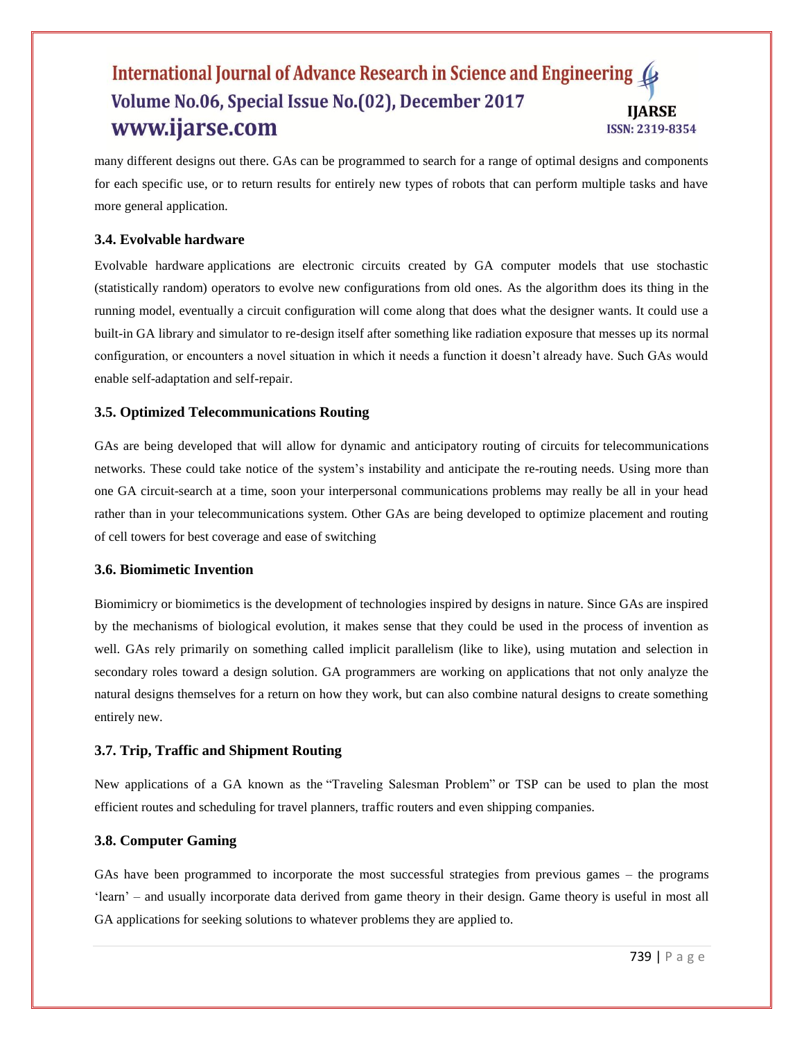many different designs out there. GAs can be programmed to search for a range of optimal designs and components for each specific use, or to return results for entirely new types of robots that can perform multiple tasks and have more general application.

### 3.4. Evolvable hardware

Evolvable hardware applications are electronic circuits created by GA computer models that use stochastic (statistically random) operators to evolve new configurations from old ones. As the algorithm does its thing in the running model, eventually a circuit configuration will come along that does what the designer wants. It could use a built-in GA library and simulator to re-design itself after something like radiation exposure that messes up its normal configuration, or encounters a novel situation in which it needs a function it doesn't already have. Such GAs would enable self-adaptation and self-repair.

### 3.5. Optimized Telecommunications Routing

GAs are being developed that will allow for dynamic and anticipatory routing of circuits for telecommunications networks. These could take notice of the system's instability and anticipate the re-routing needs. Using more than one GA circuit-search at a time, soon your interpersonal communications problems may really be all in your head rather than in your telecommunications system. Other GAs are being developed to optimize placement and routing of cell towers for best coverage and ease of switching

### 3.6. Biomimetic Invention

Biomimicry or biomimetics is the development of technologies inspired by designs in nature. Since GAs are inspired by the mechanisms of biological evolution, it makes sense that they could be used in the process of invention as well. GAs rely primarily on something called implicit parallelism (like to like), using mutation and selection in secondary roles toward a design solution. GA programmers are working on applications that not only analyze the natural designs themselves for a return on how they work, but can also combine natural designs to create something entirely new.

### 3.7. Trip, Traffic and Shipment Routing

New applications of a GA known as the "Traveling Salesman Problem" or TSP can be used to plan the most efficient routes and scheduling for travel planners, traffic routers and even shipping companies.

### 3.8. Computer Gaming

GAs have been programmed to incorporate the most successful strategies from previous games – the programs 'learn' – and usually incorporate data derived from game theory in their design. Game theory is useful in most all GA applications for seeking solutions to whatever problems they are applied to.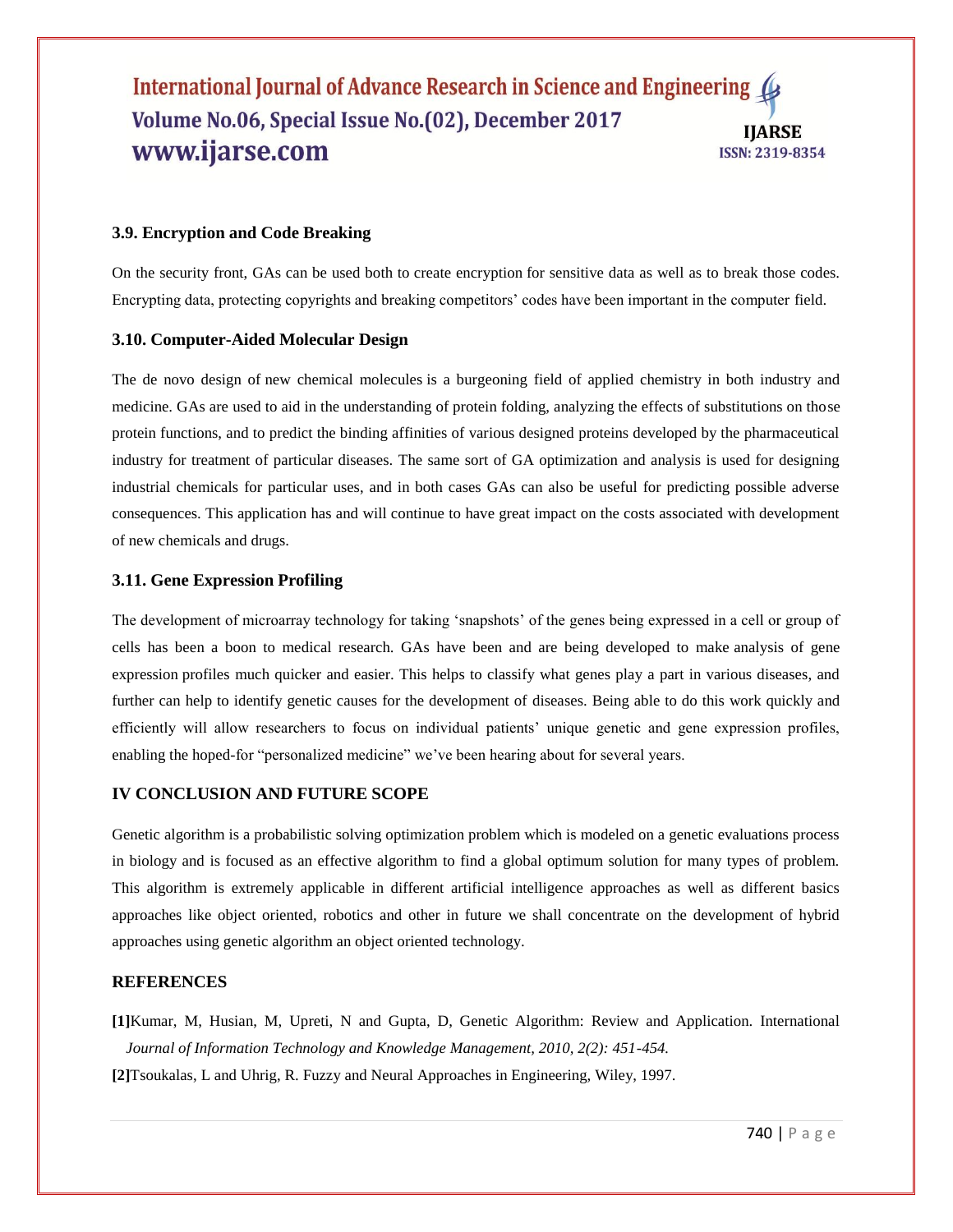### 3.9. Encryption and Code Breaking

On the security front, GAs can be used both to create encryption for sensitive data as well as to break those codes. Encrypting data, protecting copyrights and breaking competitors' codes have been important in the computer field.

### 3.10. Computer-Aided Molecular Design

The de novo design of new chemical molecules is a burgeoning field of applied chemistry in both industry and medicine. GAs are used to aid in the understanding of protein folding, analyzing the effects of substitutions on those protein functions, and to predict the binding affinities of various designed proteins developed by the pharmaceutical industry for treatment of particular diseases. The same sort of GA optimization and analysis is used for designing industrial chemicals for particular uses, and in both cases GAs can also be useful for predicting possible adverse consequences. This application has and will continue to have great impact on the costs associated with development of new chemicals and drugs.

### 3.11. Gene Expression Profiling

The development of microarray technology for taking 'snapshots' of the genes being expressed in a cell or group of cells has been a boon to medical research. GAs have been and are being developed to make analysis of gene expression profiles much quicker and easier. This helps to classify what genes play a part in various diseases, and further can help to identify genetic causes for the development of diseases. Being able to do this work quickly and efficiently will allow researchers to focus on individual patients' unique genetic and gene expression profiles, enabling the hoped-for "personalized medicine" we've been hearing about for several years.

## IV CONCLUSION AND FUTURE SCOPE

Genetic algorithm is a probabilistic solving optimization problem which is modeled on a genetic evaluations process in biology and is focused as an effective algorithm to find a global optimum solution for many types of problem. This algorithm is extremely applicable in different artificial intelligence approaches as well as different basics approaches like object oriented, robotics and other in future we shall concentrate on the development of hybrid approaches using genetic algorithm an object oriented technology.

## REFERENCES

**[1]**Kumar, M, Husian, M, Upreti, N and Gupta, D, Genetic Algorithm: Review and Application. International *Journal of Information Technology and Knowledge Management, 2010, 2(2): 451-454.*

**[2]**Tsoukalas, L and Uhrig, R. Fuzzy and Neural Approaches in Engineering, Wiley, 1997.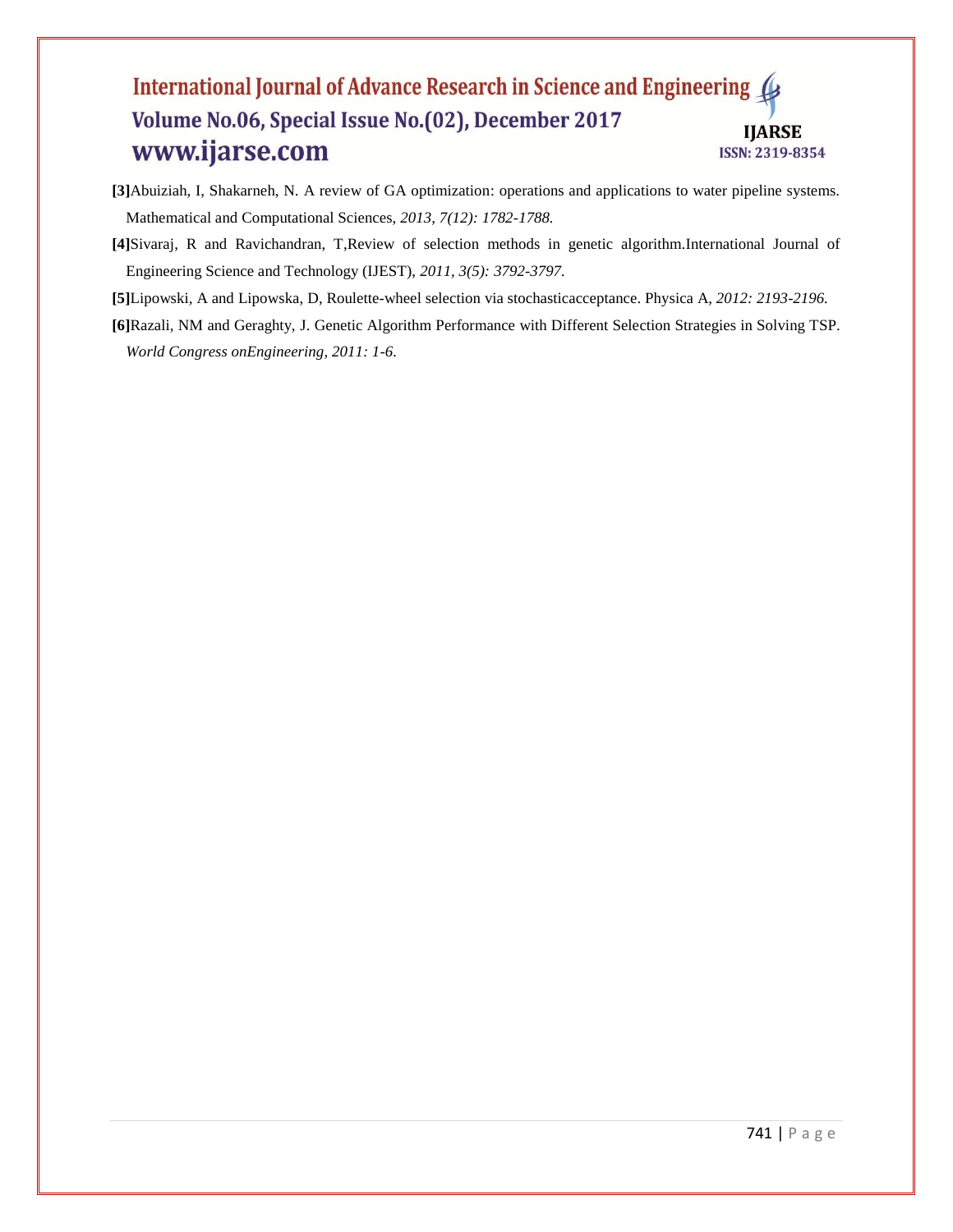**[3]**Abuiziah, I, Shakarneh, N. A review of GA optimization: operations and applications to water pipeline systems. Mathematical and Computational Sciences, *2013, 7(12): 1782-1788.*

**[4]**Sivaraj, R and Ravichandran, T,Review of selection methods in genetic algorithm.International Journal of Engineering Science and Technology (IJEST), *2011, 3(5): 3792-3797*.

**[5]**Lipowski, A and Lipowska, D, Roulette-wheel selection via stochasticacceptance. Physica A*, 2012: 2193-2196.*

**[6]**Razali, NM and Geraghty, J. Genetic Algorithm Performance with Different Selection Strategies in Solving TSP. *World Congress onEngineering, 2011: 1-6.*